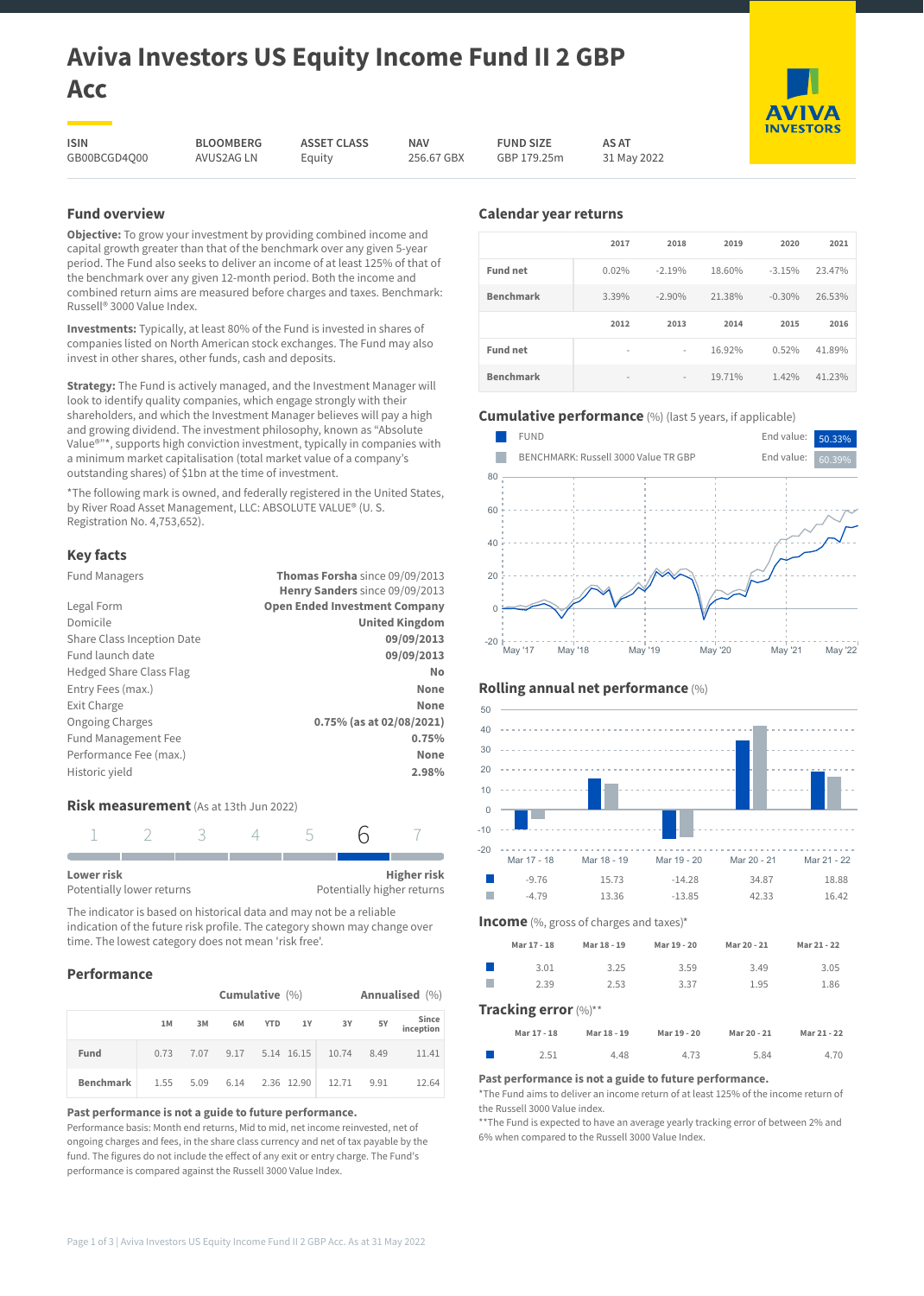# Aviva Investors US Equity Income Fund II 2 GBP Acc

| ISIN | BLOOMBERG | ASSET CLASS | NAV | FUND SIZE | AS AT |
|---|---|---|---|---|---|
| GB00BCGD4Q00 | AVUS2AG LN | Equity | 256.67 GBX | GBP 179.25m | 31 May 2022 |

## Fund overview

**Objective:** To grow your investment by providing combined income and capital growth greater than that of the benchmark over any given 5-year period. The Fund also seeks to deliver an income of at least 125% of that of the benchmark over any given 12-month period. Both the income and combined return aims are measured before charges and taxes. Benchmark: Russell® 3000 Value Index.

**Investments:** Typically, at least 80% of the Fund is invested in shares of companies listed on North American stock exchanges. The Fund may also invest in other shares, other funds, cash and deposits.

**Strategy:** The Fund is actively managed, and the Investment Manager will look to identify quality companies, which engage strongly with their shareholders, and which the Investment Manager believes will pay a high and growing dividend. The investment philosophy, known as "Absolute Value®"*, supports high conviction investment, typically in companies with a minimum market capitalisation (total market value of a company's outstanding shares) of $1bn at the time of investment.

*The following mark is owned, and federally registered in the United States, by River Road Asset Management, LLC: ABSOLUTE VALUE® (U. S. Registration No. 4,753,652).

## Key facts

| | |
|---|---|
| Fund Managers | **Thomas Forsha** since 09/09/2013<br>**Henry Sanders** since 09/09/2013 |
| Legal Form | **Open Ended Investment Company** |
| Domicile | **United Kingdom** |
| Share Class Inception Date | **09/09/2013** |
| Fund launch date | **09/09/2013** |
| Hedged Share Class Flag | **No** |
| Entry Fees (max.) | **None** |
| Exit Charge | **None** |
| Ongoing Charges | **0.75% (as at 02/08/2021)** |
| Fund Management Fee | **0.75%** |
| Performance Fee (max.) | **None** |
| Historic yield | **2.98%** |

## Risk measurement (As at 13th Jun 2022)

1 2 3 4 5 **6** 7

**Lower risk** Potentially lower returns — **Higher risk** Potentially higher returns

The indicator is based on historical data and may not be a reliable indication of the future risk profile. The category shown may change over time. The lowest category does not mean 'risk free'.

## Performance

| | Cumulative (%) | | | | | Annualised (%) | | |
|---|---|---|---|---|---|---|---|---|
| | 1M | 3M | 6M | YTD | 1Y | 3Y | 5Y | Since inception |
| **Fund** | 0.73 | 7.07 | 9.17 | 5.14 | 16.15 | 10.74 | 8.49 | 11.41 |
| **Benchmark** | 1.55 | 5.09 | 6.14 | 2.36 | 12.90 | 12.71 | 9.91 | 12.64 |

**Past performance is not a guide to future performance.**

Performance basis: Month end returns, Mid to mid, net income reinvested, net of ongoing charges and fees, in the share class currency and net of tax payable by the fund. The figures do not include the effect of any exit or entry charge. The Fund's performance is compared against the Russell 3000 Value Index.

## Calendar year returns

| | 2017 | 2018 | 2019 | 2020 | 2021 |
|---|---|---|---|---|---|
| **Fund net** | 0.02% | -2.19% | 18.60% | -3.15% | 23.47% |
| **Benchmark** | 3.39% | -2.90% | 21.38% | -0.30% | 26.53% |

| | 2012 | 2013 | 2014 | 2015 | 2016 |
|---|---|---|---|---|---|
| **Fund net** | - | - | 16.92% | 0.52% | 41.89% |
| **Benchmark** | - | - | 19.71% | 1.42% | 41.23% |

## Cumulative performance (%) (last 5 years, if applicable)

FUND — End value: 50.33%

BENCHMARK: Russell 3000 Value TR GBP — End value: 60.39%

## Rolling annual net performance (%)

| | Mar 17 - 18 | Mar 18 - 19 | Mar 19 - 20 | Mar 20 - 21 | Mar 21 - 22 |
|---|---|---|---|---|---|
| Fund | -9.76 | 15.73 | -14.28 | 34.87 | 18.88 |
| Benchmark | -4.79 | 13.36 | -13.85 | 42.33 | 16.42 |

## Income (%, gross of charges and taxes)*

| | Mar 17 - 18 | Mar 18 - 19 | Mar 19 - 20 | Mar 20 - 21 | Mar 21 - 22 |
|---|---|---|---|---|---|
| Fund | 3.01 | 3.25 | 3.59 | 3.49 | 3.05 |
| Benchmark | 2.39 | 2.53 | 3.37 | 1.95 | 1.86 |

## Tracking error (%)**

| | Mar 17 - 18 | Mar 18 - 19 | Mar 19 - 20 | Mar 20 - 21 | Mar 21 - 22 |
|---|---|---|---|---|---|
| Fund | 2.51 | 4.48 | 4.73 | 5.84 | 4.70 |

**Past performance is not a guide to future performance.**

*The Fund aims to deliver an income return of at least 125% of the income return of the Russell 3000 Value index.

**The Fund is expected to have an average yearly tracking error of between 2% and 6% when compared to the Russell 3000 Value Index.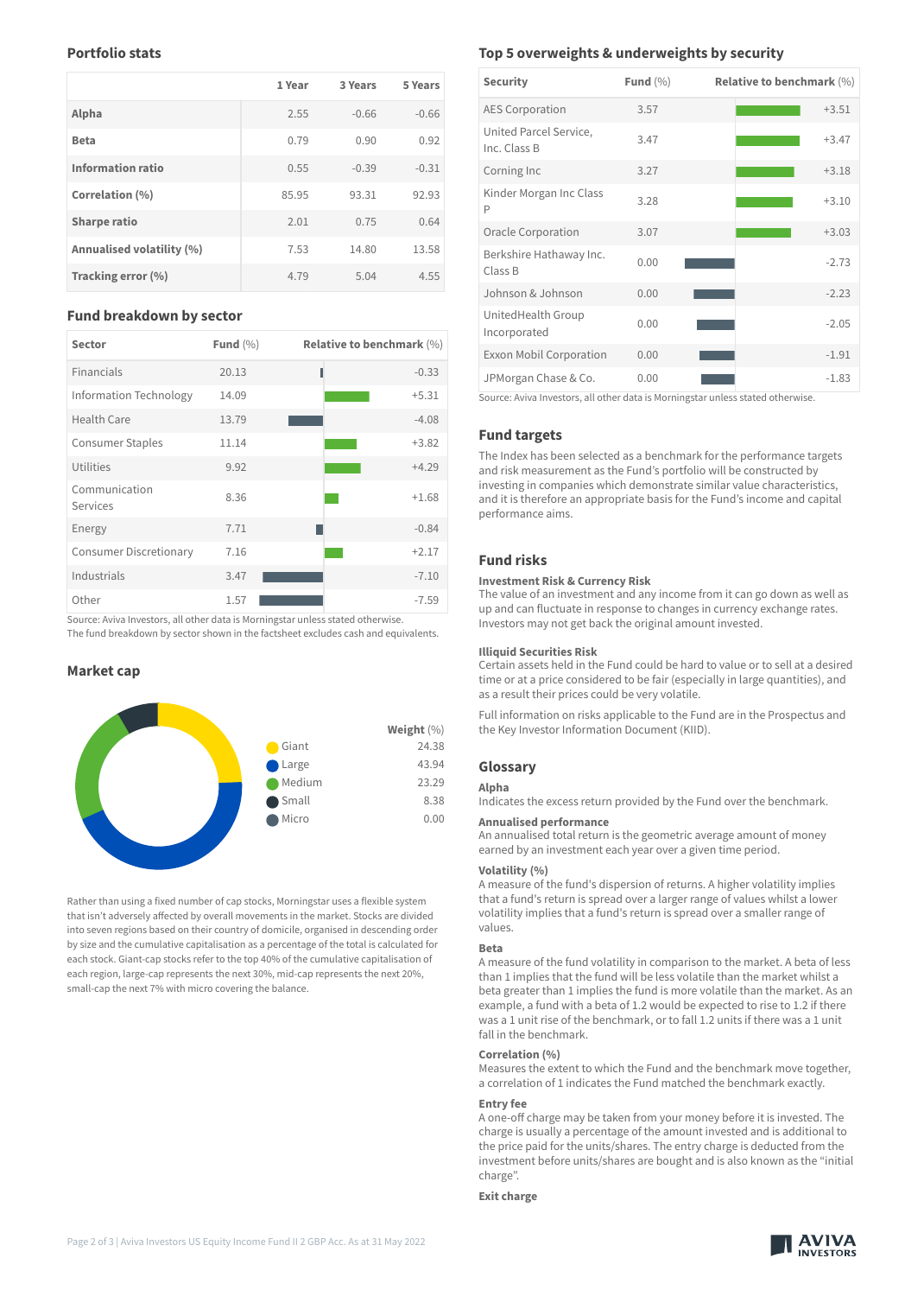## Portfolio stats

| | 1 Year | 3 Years | 5 Years |
|---|---|---|---|
| **Alpha** | 2.55 | -0.66 | -0.66 |
| **Beta** | 0.79 | 0.90 | 0.92 |
| **Information ratio** | 0.55 | -0.39 | -0.31 |
| **Correlation (%)** | 85.95 | 93.31 | 92.93 |
| **Sharpe ratio** | 2.01 | 0.75 | 0.64 |
| **Annualised volatility (%)** | 7.53 | 14.80 | 13.58 |
| **Tracking error (%)** | 4.79 | 5.04 | 4.55 |

## Fund breakdown by sector

| Sector | Fund (%) | Relative to benchmark (%) |
|---|---|---|
| Financials | 20.13 | -0.33 |
| Information Technology | 14.09 | +5.31 |
| Health Care | 13.79 | -4.08 |
| Consumer Staples | 11.14 | +3.82 |
| Utilities | 9.92 | +4.29 |
| Communication Services | 8.36 | +1.68 |
| Energy | 7.71 | -0.84 |
| Consumer Discretionary | 7.16 | +2.17 |
| Industrials | 3.47 | -7.10 |
| Other | 1.57 | -7.59 |

Source: Aviva Investors, all other data is Morningstar unless stated otherwise.
The fund breakdown by sector shown in the factsheet excludes cash and equivalents.

## Market cap

| | Weight (%) |
|---|---|
| Giant | 24.38 |
| Large | 43.94 |
| Medium | 23.29 |
| Small | 8.38 |
| Micro | 0.00 |

Rather than using a fixed number of cap stocks, Morningstar uses a flexible system that isn't adversely affected by overall movements in the market. Stocks are divided into seven regions based on their country of domicile, organised in descending order by size and the cumulative capitalisation as a percentage of the total is calculated for each stock. Giant-cap stocks refer to the top 40% of the cumulative capitalisation of each region, large-cap represents the next 30%, mid-cap represents the next 20%, small-cap the next 7% with micro covering the balance.

## Top 5 overweights & underweights by security

| Security | Fund (%) | Relative to benchmark (%) |
|---|---|---|
| AES Corporation | 3.57 | +3.51 |
| United Parcel Service, Inc. Class B | 3.47 | +3.47 |
| Corning Inc | 3.27 | +3.18 |
| Kinder Morgan Inc Class P | 3.28 | +3.10 |
| Oracle Corporation | 3.07 | +3.03 |
| Berkshire Hathaway Inc. Class B | 0.00 | -2.73 |
| Johnson & Johnson | 0.00 | -2.23 |
| UnitedHealth Group Incorporated | 0.00 | -2.05 |
| Exxon Mobil Corporation | 0.00 | -1.91 |
| JPMorgan Chase & Co. | 0.00 | -1.83 |

Source: Aviva Investors, all other data is Morningstar unless stated otherwise.

## Fund targets

The Index has been selected as a benchmark for the performance targets and risk measurement as the Fund's portfolio will be constructed by investing in companies which demonstrate similar value characteristics, and it is therefore an appropriate basis for the Fund's income and capital performance aims.

## Fund risks

**Investment Risk & Currency Risk**
The value of an investment and any income from it can go down as well as up and can fluctuate in response to changes in currency exchange rates. Investors may not get back the original amount invested.

**Illiquid Securities Risk**
Certain assets held in the Fund could be hard to value or to sell at a desired time or at a price considered to be fair (especially in large quantities), and as a result their prices could be very volatile.

Full information on risks applicable to the Fund are in the Prospectus and the Key Investor Information Document (KIID).

## Glossary

**Alpha**
Indicates the excess return provided by the Fund over the benchmark.

**Annualised performance**
An annualised total return is the geometric average amount of money earned by an investment each year over a given time period.

**Volatility (%)**
A measure of the fund's dispersion of returns. A higher volatility implies that a fund's return is spread over a larger range of values whilst a lower volatility implies that a fund's return is spread over a smaller range of values.

**Beta**
A measure of the fund volatility in comparison to the market. A beta of less than 1 implies that the fund will be less volatile than the market whilst a beta greater than 1 implies the fund is more volatile than the market. As an example, a fund with a beta of 1.2 would be expected to rise to 1.2 if there was a 1 unit rise of the benchmark, or to fall 1.2 units if there was a 1 unit fall in the benchmark.

**Correlation (%)**
Measures the extent to which the Fund and the benchmark move together, a correlation of 1 indicates the Fund matched the benchmark exactly.

**Entry fee**
A one-off charge may be taken from your money before it is invested. The charge is usually a percentage of the amount invested and is additional to the price paid for the units/shares. The entry charge is deducted from the investment before units/shares are bought and is also known as the "initial charge".

**Exit charge**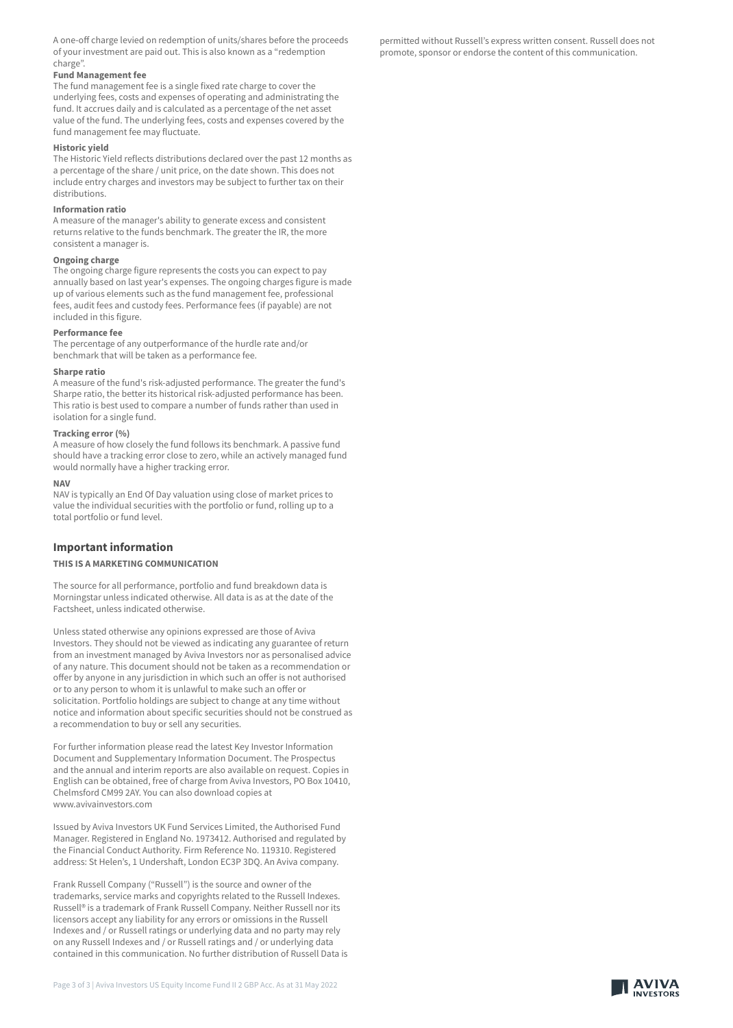A one-off charge levied on redemption of units/shares before the proceeds of your investment are paid out. This is also known as a "redemption charge".

**Fund Management fee**

The fund management fee is a single fixed rate charge to cover the underlying fees, costs and expenses of operating and administrating the fund. It accrues daily and is calculated as a percentage of the net asset value of the fund. The underlying fees, costs and expenses covered by the fund management fee may fluctuate.

**Historic yield**

The Historic Yield reflects distributions declared over the past 12 months as a percentage of the share / unit price, on the date shown. This does not include entry charges and investors may be subject to further tax on their distributions.

**Information ratio**

A measure of the manager's ability to generate excess and consistent returns relative to the funds benchmark. The greater the IR, the more consistent a manager is.

**Ongoing charge**

The ongoing charge figure represents the costs you can expect to pay annually based on last year's expenses. The ongoing charges figure is made up of various elements such as the fund management fee, professional fees, audit fees and custody fees. Performance fees (if payable) are not included in this figure.

**Performance fee**

The percentage of any outperformance of the hurdle rate and/or benchmark that will be taken as a performance fee.

**Sharpe ratio**

A measure of the fund's risk-adjusted performance. The greater the fund's Sharpe ratio, the better its historical risk-adjusted performance has been. This ratio is best used to compare a number of funds rather than used in isolation for a single fund.

**Tracking error (%)**

A measure of how closely the fund follows its benchmark. A passive fund should have a tracking error close to zero, while an actively managed fund would normally have a higher tracking error.

**NAV**

NAV is typically an End Of Day valuation using close of market prices to value the individual securities with the portfolio or fund, rolling up to a total portfolio or fund level.

## Important information

**THIS IS A MARKETING COMMUNICATION**

The source for all performance, portfolio and fund breakdown data is Morningstar unless indicated otherwise. All data is as at the date of the Factsheet, unless indicated otherwise.

Unless stated otherwise any opinions expressed are those of Aviva Investors. They should not be viewed as indicating any guarantee of return from an investment managed by Aviva Investors nor as personalised advice of any nature. This document should not be taken as a recommendation or offer by anyone in any jurisdiction in which such an offer is not authorised or to any person to whom it is unlawful to make such an offer or solicitation. Portfolio holdings are subject to change at any time without notice and information about specific securities should not be construed as a recommendation to buy or sell any securities.

For further information please read the latest Key Investor Information Document and Supplementary Information Document. The Prospectus and the annual and interim reports are also available on request. Copies in English can be obtained, free of charge from Aviva Investors, PO Box 10410, Chelmsford CM99 2AY. You can also download copies at www.avivainvestors.com

Issued by Aviva Investors UK Fund Services Limited, the Authorised Fund Manager. Registered in England No. 1973412. Authorised and regulated by the Financial Conduct Authority. Firm Reference No. 119310. Registered address: St Helen's, 1 Undershaft, London EC3P 3DQ. An Aviva company.

Frank Russell Company ("Russell") is the source and owner of the trademarks, service marks and copyrights related to the Russell Indexes. Russell® is a trademark of Frank Russell Company. Neither Russell nor its licensors accept any liability for any errors or omissions in the Russell Indexes and / or Russell ratings or underlying data and no party may rely on any Russell Indexes and / or Russell ratings and / or underlying data contained in this communication. No further distribution of Russell Data is permitted without Russell's express written consent. Russell does not promote, sponsor or endorse the content of this communication.